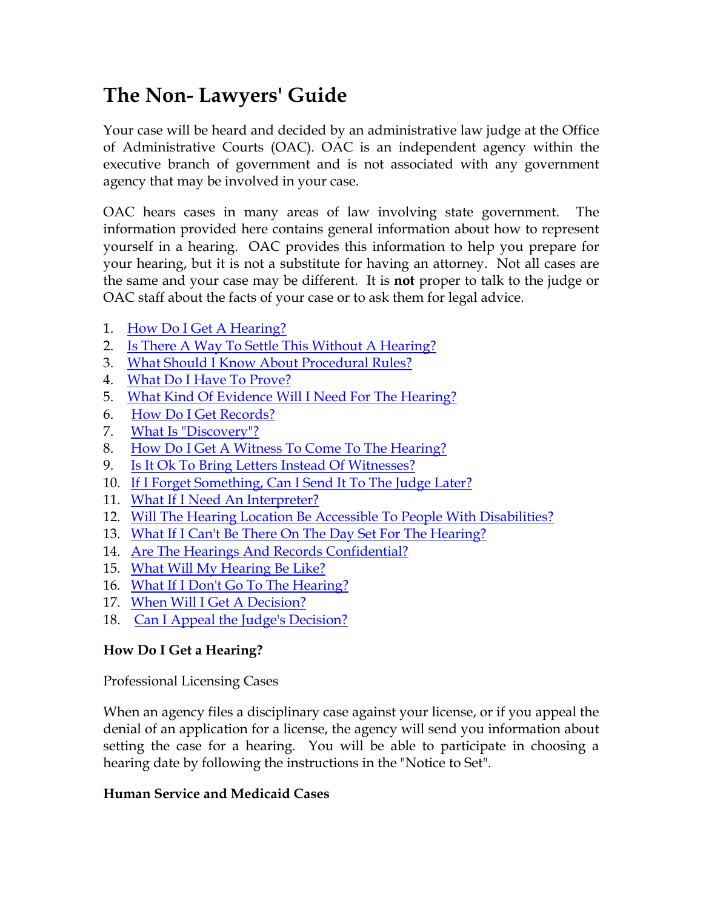# The Non- Lawyers' Guide

Your case will be heard and decided by an administrative law judge at the Office of Administrative Courts (OAC). OAC is an independent agency within the executive branch of government and is not associated with any government agency that may be involved in your case.

OAC hears cases in many areas of law involving state government. The information provided here contains general information about how to represent yourself in a hearing. OAC provides this information to help you prepare for your hearing, but it is not a substitute for having an attorney. Not all cases are the same and your case may be different. It is **not** proper to talk to the judge or OAC staff about the facts of your case or to ask them for legal advice.

1. How Do I Get A Hearing?
2. Is There A Way To Settle This Without A Hearing?
3. What Should I Know About Procedural Rules?
4. What Do I Have To Prove?
5. What Kind Of Evidence Will I Need For The Hearing?
6. How Do I Get Records?
7. What Is "Discovery"?
8. How Do I Get A Witness To Come To The Hearing?
9. Is It Ok To Bring Letters Instead Of Witnesses?
10. If I Forget Something, Can I Send It To The Judge Later?
11. What If I Need An Interpreter?
12. Will The Hearing Location Be Accessible To People With Disabilities?
13. What If I Can't Be There On The Day Set For The Hearing?
14. Are The Hearings And Records Confidential?
15. What Will My Hearing Be Like?
16. What If I Don't Go To The Hearing?
17. When Will I Get A Decision?
18. Can I Appeal the Judge's Decision?

**How Do I Get a Hearing?**

Professional Licensing Cases

When an agency files a disciplinary case against your license, or if you appeal the denial of an application for a license, the agency will send you information about setting the case for a hearing. You will be able to participate in choosing a hearing date by following the instructions in the "Notice to Set".

**Human Service and Medicaid Cases**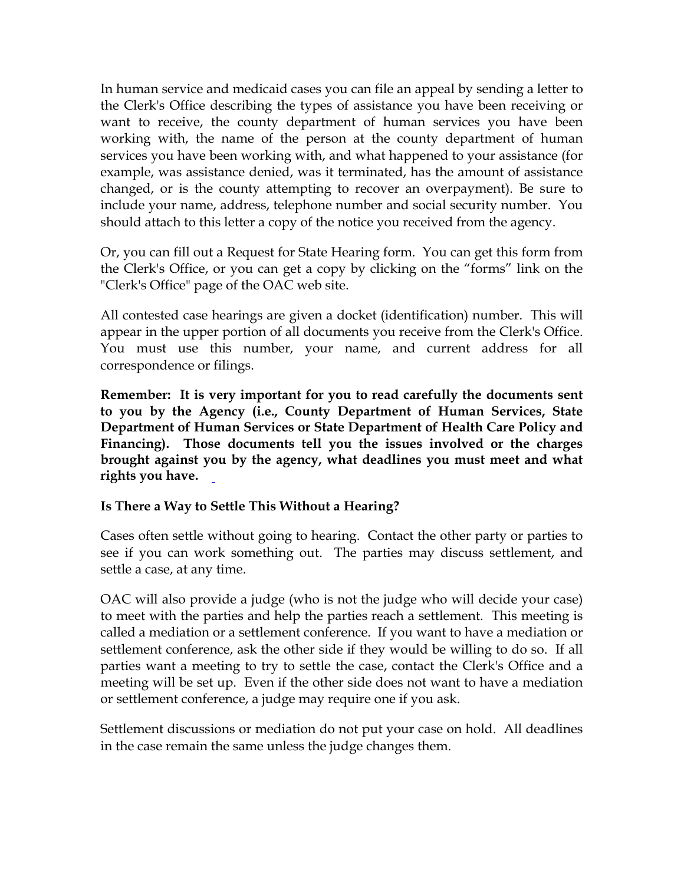In human service and medicaid cases you can file an appeal by sending a letter to the Clerk's Office describing the types of assistance you have been receiving or want to receive, the county department of human services you have been working with, the name of the person at the county department of human services you have been working with, and what happened to your assistance (for example, was assistance denied, was it terminated, has the amount of assistance changed, or is the county attempting to recover an overpayment). Be sure to include your name, address, telephone number and social security number. You should attach to this letter a copy of the notice you received from the agency.

Or, you can fill out a Request for State Hearing form. You can get this form from the Clerk's Office, or you can get a copy by clicking on the "forms" link on the "Clerk's Office" page of the OAC web site.

All contested case hearings are given a docket (identification) number. This will appear in the upper portion of all documents you receive from the Clerk's Office. You must use this number, your name, and current address for all correspondence or filings.

**Remember: It is very important for you to read carefully the documents sent to you by the Agency (i.e., County Department of Human Services, State Department of Human Services or State Department of Health Care Policy and Financing). Those documents tell you the issues involved or the charges brought against you by the agency, what deadlines you must meet and what rights you have.**

### Is There a Way to Settle This Without a Hearing?

Cases often settle without going to hearing. Contact the other party or parties to see if you can work something out. The parties may discuss settlement, and settle a case, at any time.

OAC will also provide a judge (who is not the judge who will decide your case) to meet with the parties and help the parties reach a settlement. This meeting is called a mediation or a settlement conference. If you want to have a mediation or settlement conference, ask the other side if they would be willing to do so. If all parties want a meeting to try to settle the case, contact the Clerk's Office and a meeting will be set up. Even if the other side does not want to have a mediation or settlement conference, a judge may require one if you ask.

Settlement discussions or mediation do not put your case on hold. All deadlines in the case remain the same unless the judge changes them.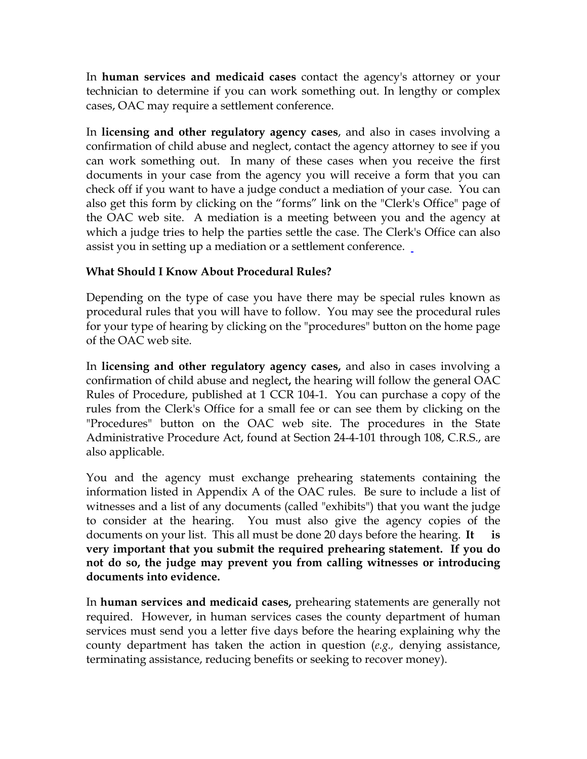In **human services and medicaid cases** contact the agency's attorney or your technician to determine if you can work something out. In lengthy or complex cases, OAC may require a settlement conference.

In **licensing and other regulatory agency cases**, and also in cases involving a confirmation of child abuse and neglect, contact the agency attorney to see if you can work something out. In many of these cases when you receive the first documents in your case from the agency you will receive a form that you can check off if you want to have a judge conduct a mediation of your case. You can also get this form by clicking on the "forms" link on the "Clerk's Office" page of the OAC web site. A mediation is a meeting between you and the agency at which a judge tries to help the parties settle the case. The Clerk's Office can also assist you in setting up a mediation or a settlement conference.

**What Should I Know About Procedural Rules?**

Depending on the type of case you have there may be special rules known as procedural rules that you will have to follow. You may see the procedural rules for your type of hearing by clicking on the "procedures" button on the home page of the OAC web site.

In **licensing and other regulatory agency cases,** and also in cases involving a confirmation of child abuse and neglect**,** the hearing will follow the general OAC Rules of Procedure, published at 1 CCR 104-1. You can purchase a copy of the rules from the Clerk's Office for a small fee or can see them by clicking on the "Procedures" button on the OAC web site. The procedures in the State Administrative Procedure Act, found at Section 24-4-101 through 108, C.R.S., are also applicable.

You and the agency must exchange prehearing statements containing the information listed in Appendix A of the OAC rules. Be sure to include a list of witnesses and a list of any documents (called "exhibits") that you want the judge to consider at the hearing. You must also give the agency copies of the documents on your list. This all must be done 20 days before the hearing. **It is very important that you submit the required prehearing statement. If you do not do so, the judge may prevent you from calling witnesses or introducing documents into evidence.**

In **human services and medicaid cases,** prehearing statements are generally not required. However, in human services cases the county department of human services must send you a letter five days before the hearing explaining why the county department has taken the action in question (*e.g.,* denying assistance, terminating assistance, reducing benefits or seeking to recover money).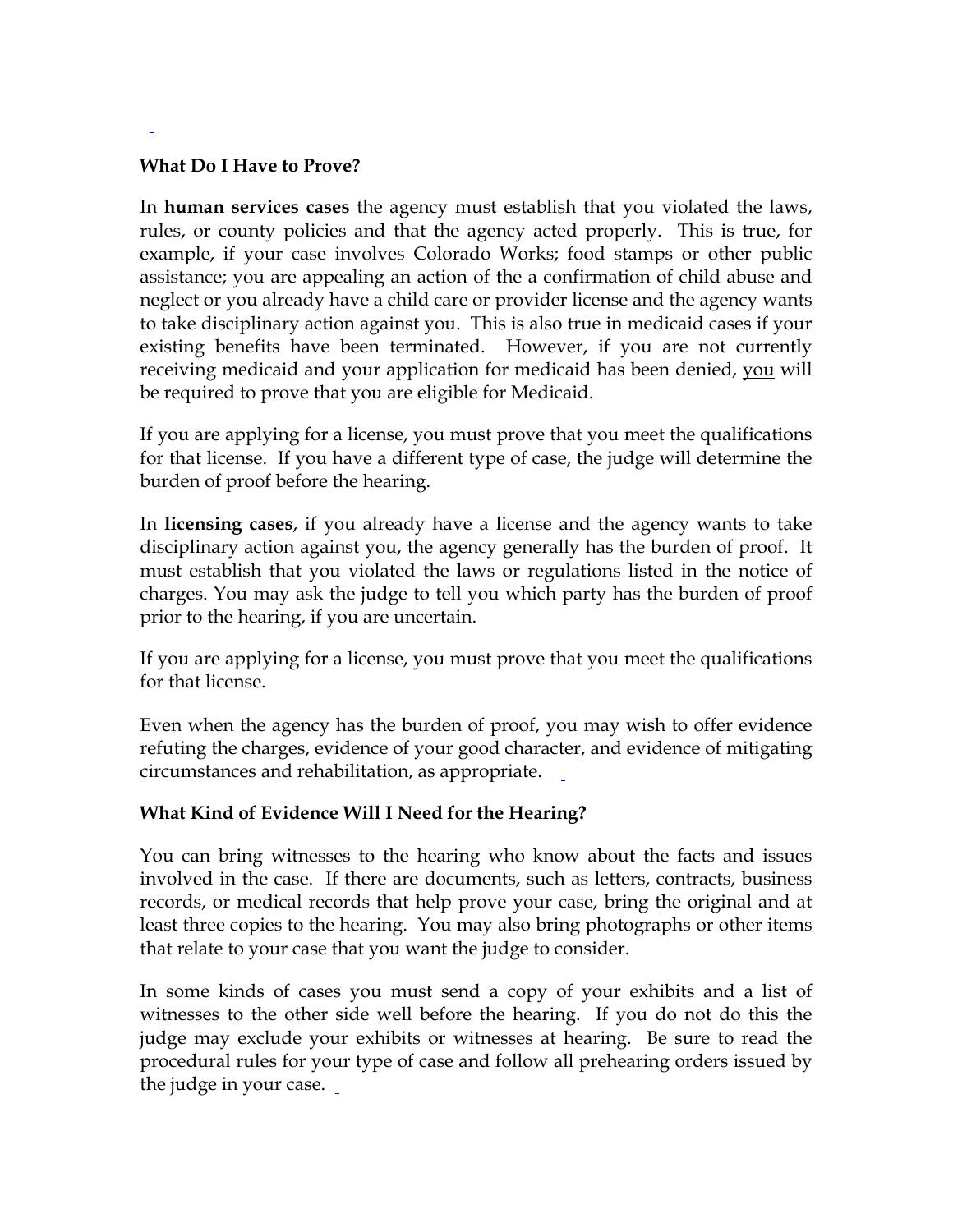### What Do I Have to Prove?

In **human services cases** the agency must establish that you violated the laws, rules, or county policies and that the agency acted properly. This is true, for example, if your case involves Colorado Works; food stamps or other public assistance; you are appealing an action of the a confirmation of child abuse and neglect or you already have a child care or provider license and the agency wants to take disciplinary action against you. This is also true in medicaid cases if your existing benefits have been terminated. However, if you are not currently receiving medicaid and your application for medicaid has been denied, <u>you</u> will be required to prove that you are eligible for Medicaid.

If you are applying for a license, you must prove that you meet the qualifications for that license. If you have a different type of case, the judge will determine the burden of proof before the hearing.

In **licensing cases**, if you already have a license and the agency wants to take disciplinary action against you, the agency generally has the burden of proof. It must establish that you violated the laws or regulations listed in the notice of charges. You may ask the judge to tell you which party has the burden of proof prior to the hearing, if you are uncertain.

If you are applying for a license, you must prove that you meet the qualifications for that license.

Even when the agency has the burden of proof, you may wish to offer evidence refuting the charges, evidence of your good character, and evidence of mitigating circumstances and rehabilitation, as appropriate.

### What Kind of Evidence Will I Need for the Hearing?

You can bring witnesses to the hearing who know about the facts and issues involved in the case. If there are documents, such as letters, contracts, business records, or medical records that help prove your case, bring the original and at least three copies to the hearing. You may also bring photographs or other items that relate to your case that you want the judge to consider.

In some kinds of cases you must send a copy of your exhibits and a list of witnesses to the other side well before the hearing. If you do not do this the judge may exclude your exhibits or witnesses at hearing. Be sure to read the procedural rules for your type of case and follow all prehearing orders issued by the judge in your case.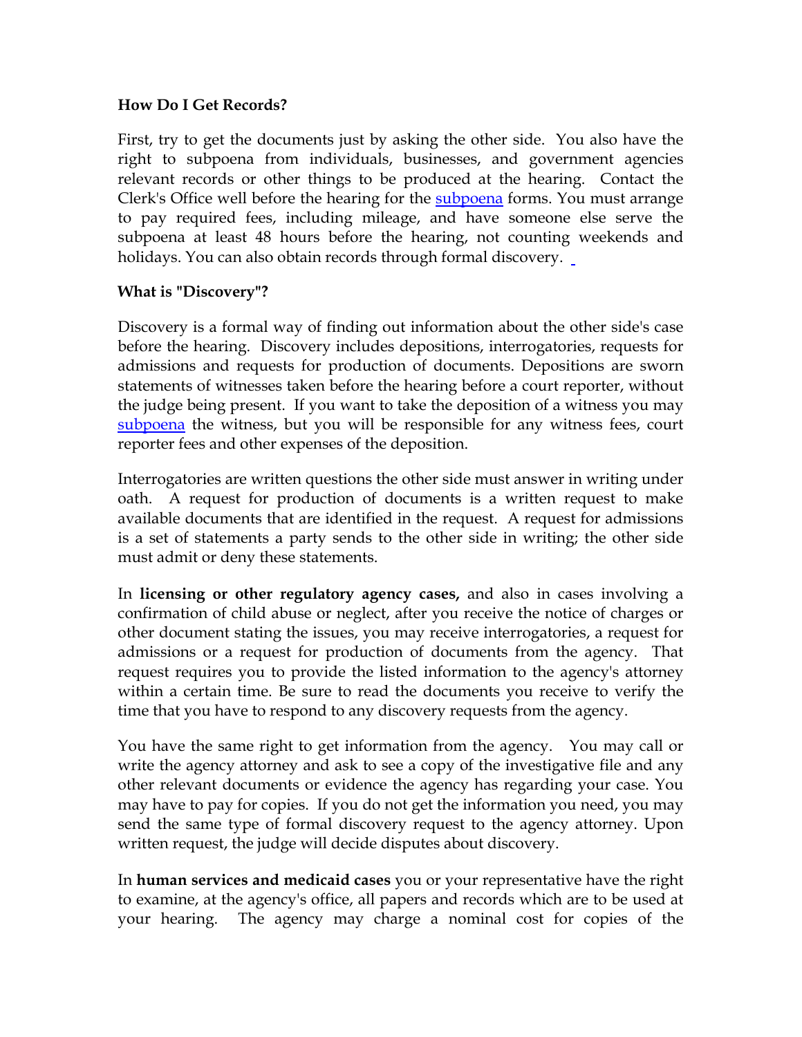**How Do I Get Records?**

First, try to get the documents just by asking the other side. You also have the right to subpoena from individuals, businesses, and government agencies relevant records or other things to be produced at the hearing. Contact the Clerk's Office well before the hearing for the subpoena forms. You must arrange to pay required fees, including mileage, and have someone else serve the subpoena at least 48 hours before the hearing, not counting weekends and holidays. You can also obtain records through formal discovery.

**What is "Discovery"?**

Discovery is a formal way of finding out information about the other side's case before the hearing. Discovery includes depositions, interrogatories, requests for admissions and requests for production of documents. Depositions are sworn statements of witnesses taken before the hearing before a court reporter, without the judge being present. If you want to take the deposition of a witness you may subpoena the witness, but you will be responsible for any witness fees, court reporter fees and other expenses of the deposition.

Interrogatories are written questions the other side must answer in writing under oath. A request for production of documents is a written request to make available documents that are identified in the request. A request for admissions is a set of statements a party sends to the other side in writing; the other side must admit or deny these statements.

In **licensing or other regulatory agency cases,** and also in cases involving a confirmation of child abuse or neglect, after you receive the notice of charges or other document stating the issues, you may receive interrogatories, a request for admissions or a request for production of documents from the agency. That request requires you to provide the listed information to the agency's attorney within a certain time. Be sure to read the documents you receive to verify the time that you have to respond to any discovery requests from the agency.

You have the same right to get information from the agency. You may call or write the agency attorney and ask to see a copy of the investigative file and any other relevant documents or evidence the agency has regarding your case. You may have to pay for copies. If you do not get the information you need, you may send the same type of formal discovery request to the agency attorney. Upon written request, the judge will decide disputes about discovery.

In **human services and medicaid cases** you or your representative have the right to examine, at the agency's office, all papers and records which are to be used at your hearing. The agency may charge a nominal cost for copies of the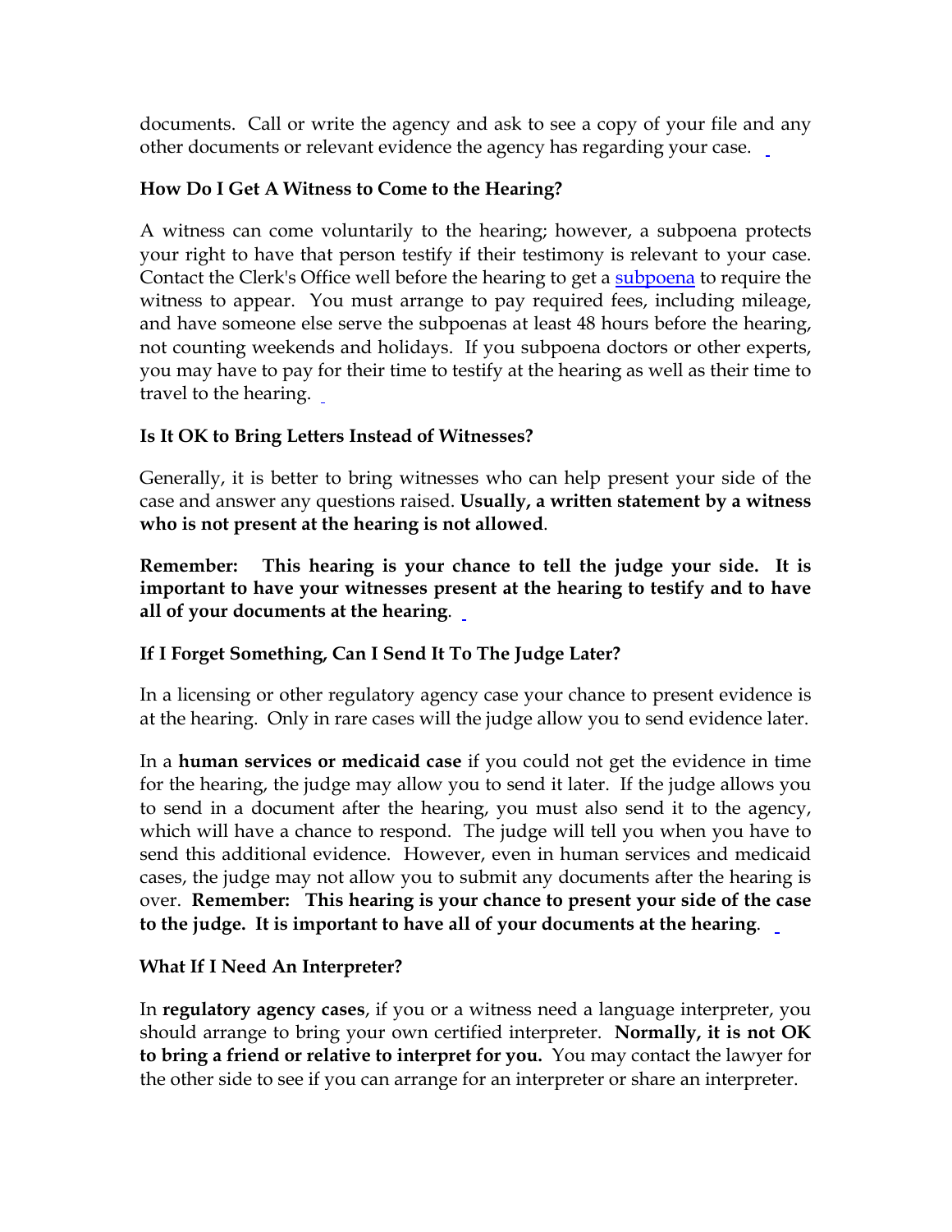documents. Call or write the agency and ask to see a copy of your file and any other documents or relevant evidence the agency has regarding your case.

### How Do I Get A Witness to Come to the Hearing?

A witness can come voluntarily to the hearing; however, a subpoena protects your right to have that person testify if their testimony is relevant to your case. Contact the Clerk's Office well before the hearing to get a subpoena to require the witness to appear. You must arrange to pay required fees, including mileage, and have someone else serve the subpoenas at least 48 hours before the hearing, not counting weekends and holidays. If you subpoena doctors or other experts, you may have to pay for their time to testify at the hearing as well as their time to travel to the hearing.

### Is It OK to Bring Letters Instead of Witnesses?

Generally, it is better to bring witnesses who can help present your side of the case and answer any questions raised. **Usually, a written statement by a witness who is not present at the hearing is not allowed**.

**Remember: This hearing is your chance to tell the judge your side. It is important to have your witnesses present at the hearing to testify and to have all of your documents at the hearing**.

### If I Forget Something, Can I Send It To The Judge Later?

In a licensing or other regulatory agency case your chance to present evidence is at the hearing. Only in rare cases will the judge allow you to send evidence later.

In a **human services or medicaid case** if you could not get the evidence in time for the hearing, the judge may allow you to send it later. If the judge allows you to send in a document after the hearing, you must also send it to the agency, which will have a chance to respond. The judge will tell you when you have to send this additional evidence. However, even in human services and medicaid cases, the judge may not allow you to submit any documents after the hearing is over. **Remember: This hearing is your chance to present your side of the case to the judge. It is important to have all of your documents at the hearing**.

### What If I Need An Interpreter?

In **regulatory agency cases**, if you or a witness need a language interpreter, you should arrange to bring your own certified interpreter. **Normally, it is not OK to bring a friend or relative to interpret for you.** You may contact the lawyer for the other side to see if you can arrange for an interpreter or share an interpreter.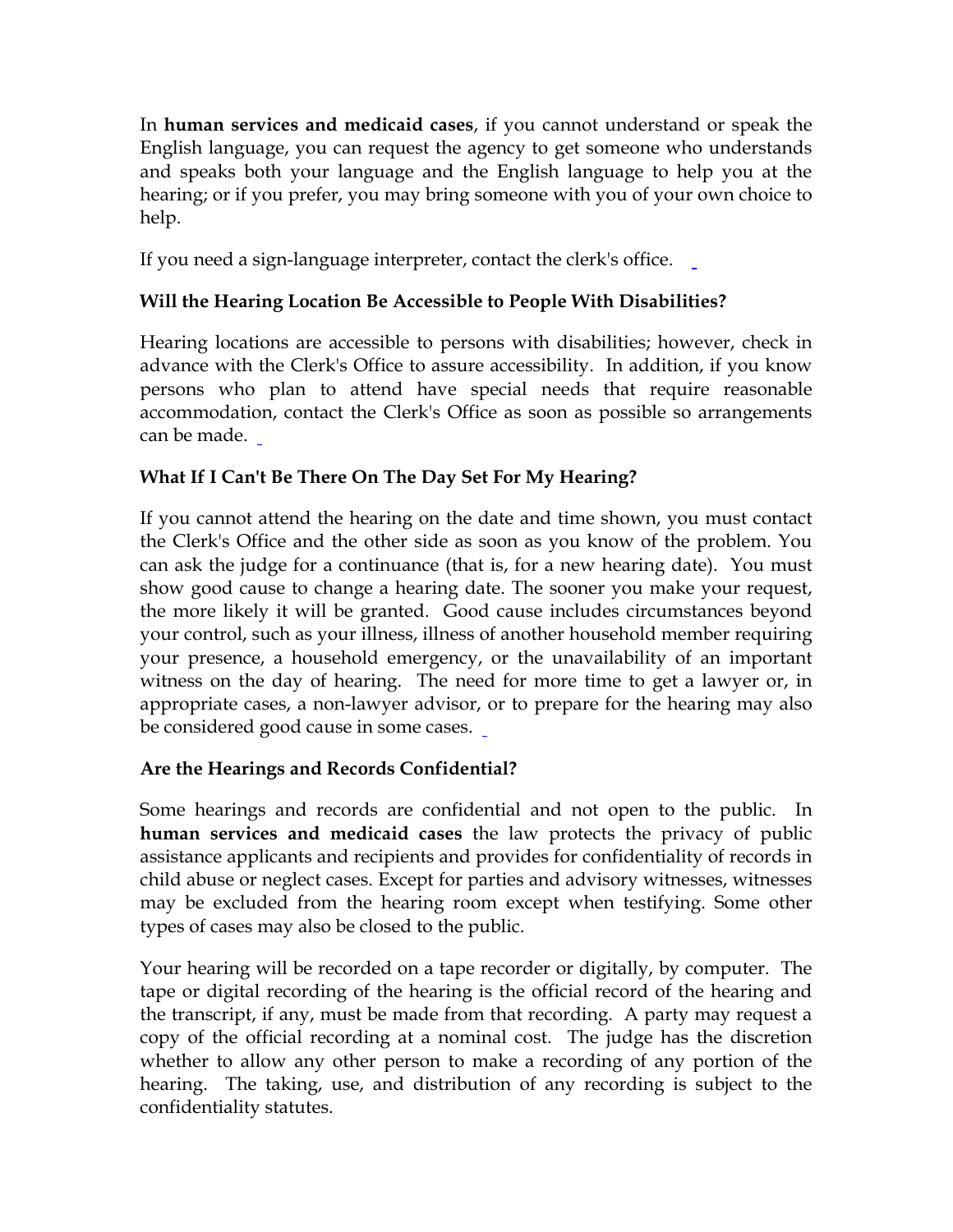In **human services and medicaid cases**, if you cannot understand or speak the English language, you can request the agency to get someone who understands and speaks both your language and the English language to help you at the hearing; or if you prefer, you may bring someone with you of your own choice to help.

If you need a sign-language interpreter, contact the clerk's office.

### Will the Hearing Location Be Accessible to People With Disabilities?

Hearing locations are accessible to persons with disabilities; however, check in advance with the Clerk's Office to assure accessibility. In addition, if you know persons who plan to attend have special needs that require reasonable accommodation, contact the Clerk's Office as soon as possible so arrangements can be made.

### What If I Can't Be There On The Day Set For My Hearing?

If you cannot attend the hearing on the date and time shown, you must contact the Clerk's Office and the other side as soon as you know of the problem. You can ask the judge for a continuance (that is, for a new hearing date). You must show good cause to change a hearing date. The sooner you make your request, the more likely it will be granted. Good cause includes circumstances beyond your control, such as your illness, illness of another household member requiring your presence, a household emergency, or the unavailability of an important witness on the day of hearing. The need for more time to get a lawyer or, in appropriate cases, a non-lawyer advisor, or to prepare for the hearing may also be considered good cause in some cases.

### Are the Hearings and Records Confidential?

Some hearings and records are confidential and not open to the public. In **human services and medicaid cases** the law protects the privacy of public assistance applicants and recipients and provides for confidentiality of records in child abuse or neglect cases. Except for parties and advisory witnesses, witnesses may be excluded from the hearing room except when testifying. Some other types of cases may also be closed to the public.

Your hearing will be recorded on a tape recorder or digitally, by computer. The tape or digital recording of the hearing is the official record of the hearing and the transcript, if any, must be made from that recording. A party may request a copy of the official recording at a nominal cost. The judge has the discretion whether to allow any other person to make a recording of any portion of the hearing. The taking, use, and distribution of any recording is subject to the confidentiality statutes.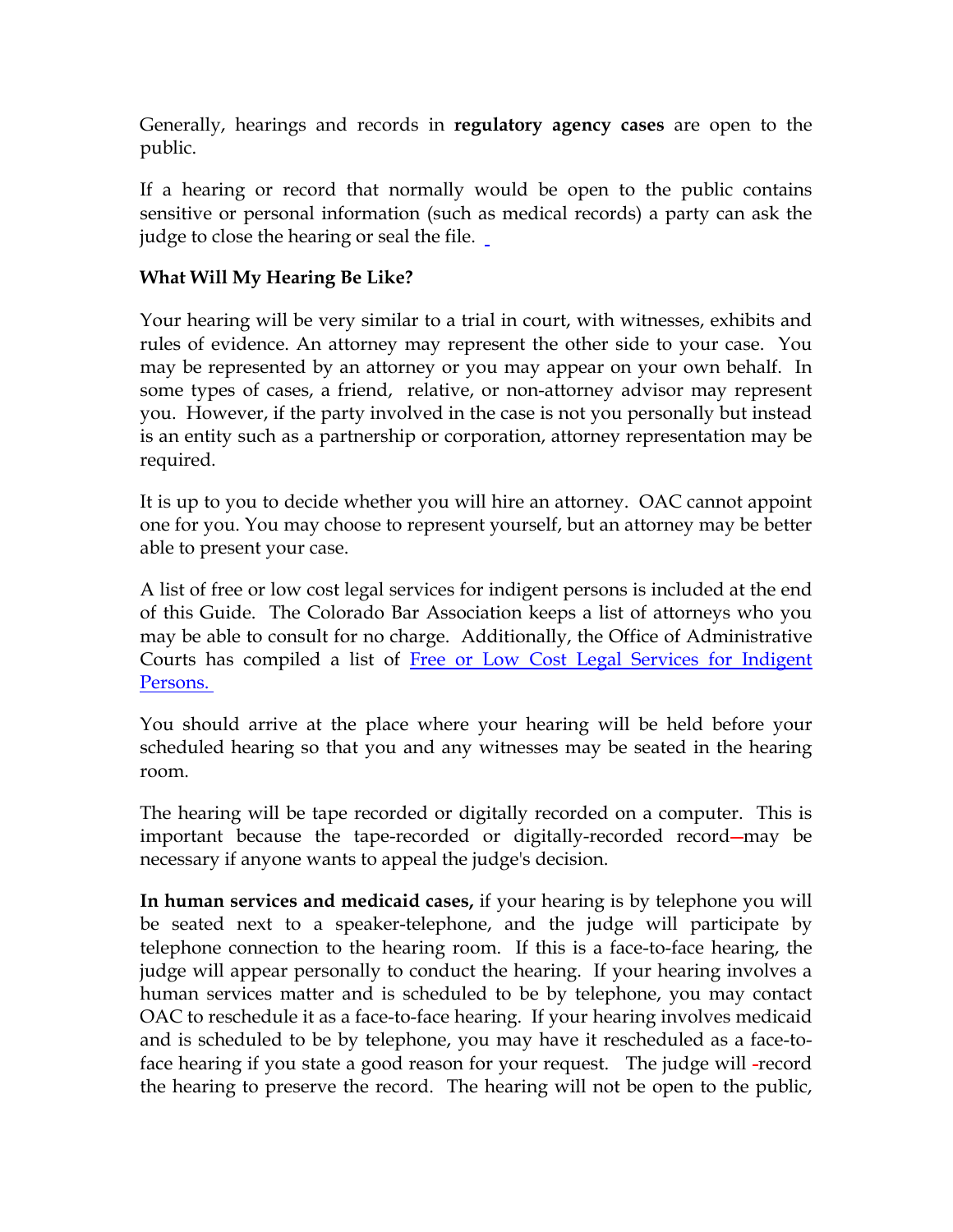Generally, hearings and records in **regulatory agency cases** are open to the public.

If a hearing or record that normally would be open to the public contains sensitive or personal information (such as medical records) a party can ask the judge to close the hearing or seal the file.

**What Will My Hearing Be Like?**

Your hearing will be very similar to a trial in court, with witnesses, exhibits and rules of evidence. An attorney may represent the other side to your case. You may be represented by an attorney or you may appear on your own behalf. In some types of cases, a friend, relative, or non-attorney advisor may represent you. However, if the party involved in the case is not you personally but instead is an entity such as a partnership or corporation, attorney representation may be required.

It is up to you to decide whether you will hire an attorney. OAC cannot appoint one for you. You may choose to represent yourself, but an attorney may be better able to present your case.

A list of free or low cost legal services for indigent persons is included at the end of this Guide. The Colorado Bar Association keeps a list of attorneys who you may be able to consult for no charge. Additionally, the Office of Administrative Courts has compiled a list of [Free or Low Cost Legal Services for Indigent Persons.]()

You should arrive at the place where your hearing will be held before your scheduled hearing so that you and any witnesses may be seated in the hearing room.

The hearing will be tape recorded or digitally recorded on a computer. This is important because the tape-recorded or digitally-recorded record may be necessary if anyone wants to appeal the judge's decision.

**In human services and medicaid cases,** if your hearing is by telephone you will be seated next to a speaker-telephone, and the judge will participate by telephone connection to the hearing room. If this is a face-to-face hearing, the judge will appear personally to conduct the hearing. If your hearing involves a human services matter and is scheduled to be by telephone, you may contact OAC to reschedule it as a face-to-face hearing. If your hearing involves medicaid and is scheduled to be by telephone, you may have it rescheduled as a face-to-face hearing if you state a good reason for your request. The judge will record the hearing to preserve the record. The hearing will not be open to the public,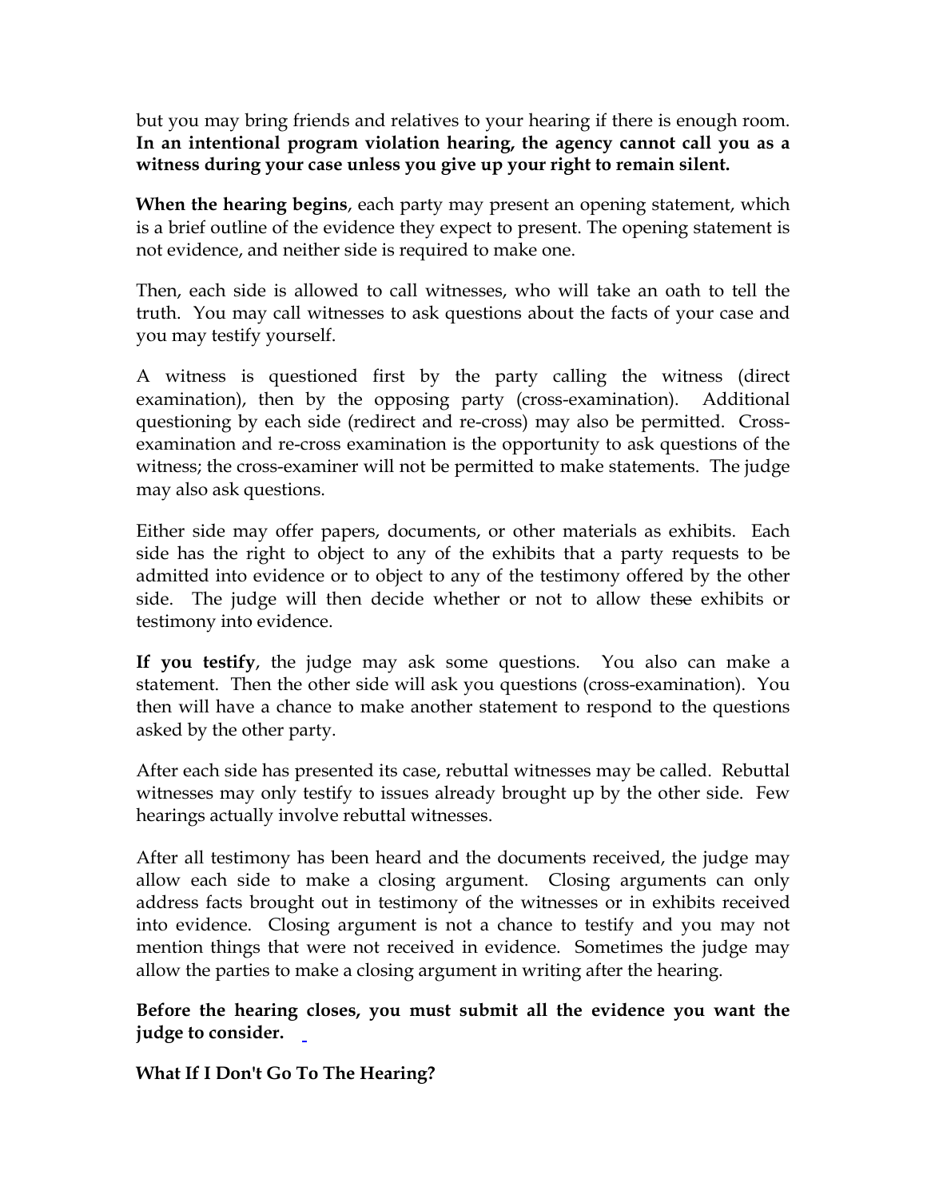but you may bring friends and relatives to your hearing if there is enough room. **In an intentional program violation hearing, the agency cannot call you as a witness during your case unless you give up your right to remain silent.**

**When the hearing begins**, each party may present an opening statement, which is a brief outline of the evidence they expect to present. The opening statement is not evidence, and neither side is required to make one.

Then, each side is allowed to call witnesses, who will take an oath to tell the truth. You may call witnesses to ask questions about the facts of your case and you may testify yourself.

A witness is questioned first by the party calling the witness (direct examination), then by the opposing party (cross-examination). Additional questioning by each side (redirect and re-cross) may also be permitted. Cross-examination and re-cross examination is the opportunity to ask questions of the witness; the cross-examiner will not be permitted to make statements. The judge may also ask questions.

Either side may offer papers, documents, or other materials as exhibits. Each side has the right to object to any of the exhibits that a party requests to be admitted into evidence or to object to any of the testimony offered by the other side. The judge will then decide whether or not to allow these exhibits or testimony into evidence.

**If you testify**, the judge may ask some questions. You also can make a statement. Then the other side will ask you questions (cross-examination). You then will have a chance to make another statement to respond to the questions asked by the other party.

After each side has presented its case, rebuttal witnesses may be called. Rebuttal witnesses may only testify to issues already brought up by the other side. Few hearings actually involve rebuttal witnesses.

After all testimony has been heard and the documents received, the judge may allow each side to make a closing argument. Closing arguments can only address facts brought out in testimony of the witnesses or in exhibits received into evidence. Closing argument is not a chance to testify and you may not mention things that were not received in evidence. Sometimes the judge may allow the parties to make a closing argument in writing after the hearing.

**Before the hearing closes, you must submit all the evidence you want the judge to consider.**

**What If I Don't Go To The Hearing?**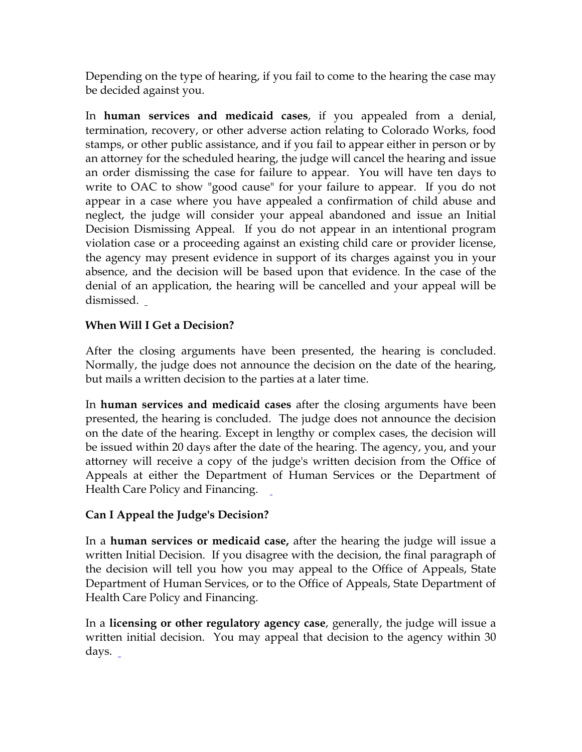Depending on the type of hearing, if you fail to come to the hearing the case may be decided against you.

In **human services and medicaid cases**, if you appealed from a denial, termination, recovery, or other adverse action relating to Colorado Works, food stamps, or other public assistance, and if you fail to appear either in person or by an attorney for the scheduled hearing, the judge will cancel the hearing and issue an order dismissing the case for failure to appear. You will have ten days to write to OAC to show "good cause" for your failure to appear. If you do not appear in a case where you have appealed a confirmation of child abuse and neglect, the judge will consider your appeal abandoned and issue an Initial Decision Dismissing Appeal. If you do not appear in an intentional program violation case or a proceeding against an existing child care or provider license, the agency may present evidence in support of its charges against you in your absence, and the decision will be based upon that evidence. In the case of the denial of an application, the hearing will be cancelled and your appeal will be dismissed.

### When Will I Get a Decision?

After the closing arguments have been presented, the hearing is concluded. Normally, the judge does not announce the decision on the date of the hearing, but mails a written decision to the parties at a later time.

In **human services and medicaid cases** after the closing arguments have been presented, the hearing is concluded. The judge does not announce the decision on the date of the hearing. Except in lengthy or complex cases, the decision will be issued within 20 days after the date of the hearing. The agency, you, and your attorney will receive a copy of the judge's written decision from the Office of Appeals at either the Department of Human Services or the Department of Health Care Policy and Financing.

### Can I Appeal the Judge's Decision?

In a **human services or medicaid case,** after the hearing the judge will issue a written Initial Decision. If you disagree with the decision, the final paragraph of the decision will tell you how you may appeal to the Office of Appeals, State Department of Human Services, or to the Office of Appeals, State Department of Health Care Policy and Financing.

In a **licensing or other regulatory agency case**, generally, the judge will issue a written initial decision. You may appeal that decision to the agency within 30 days.